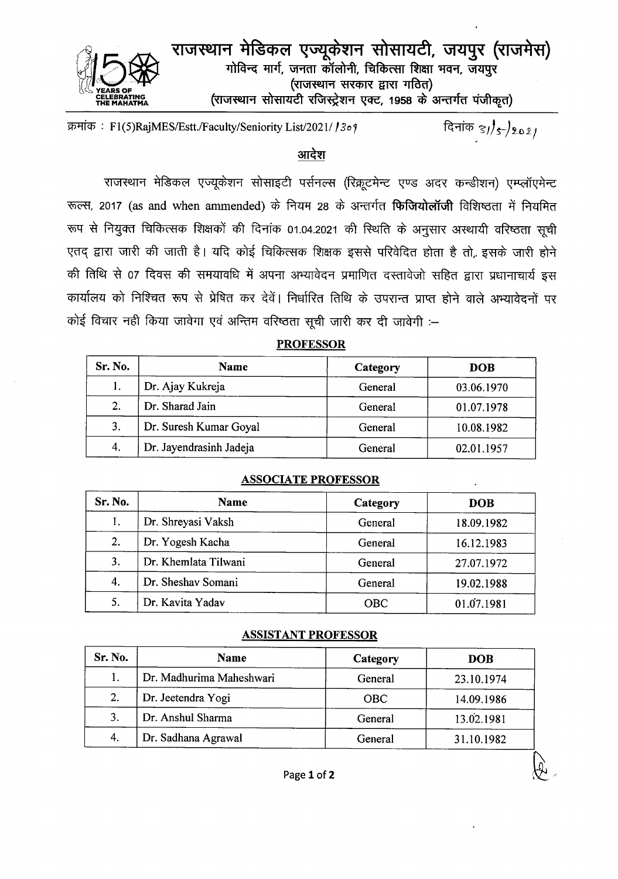# राजस्थान मेडिकल एज्यूकेशन सोसायटी, जयपुर (राजमेस)

गोविन्द मार्ग, जनता कॉलोनी, चिकित्सा शिक्षा भवन, जयपुर

(राजस्थान सरकार द्वारा गठित)

(राजस्थान सोसायटी रजिस्ट्रेशन एक्ट, 1958 के अन्तर्गत पंजीकृत)

क्रमांक : F1(5)RajMES/Estt./Faculty/Seniority List/2021/ 1309 दिनांक 31/5/2021

## आदेश

राजस्थान मेडिकल एज्यूकेशन सोसाइटी पर्सनल्स (रिक्रूटमेन्ट एण्ड अदर कन्डीशन) एम्प्लॉएमेन्ट रूल्स, 2017 (as and when ammended) के नियम 28 के अन्तर्गत **फिजियोलॉजी** विशिष्ठता में नियमित रूप से नियुक्त चिकित्सक शिक्षकों की दिनांक 01.04.2021 की स्थिति के अनुसार अस्थायी वरिष्ठता सूची एतद् द्वारा जारी की जाती है। यदि कोई चिकित्सक शिक्षक इससे परिवेदित होता है तो, इसके जारी होने की तिथि से 07 दिवस की समयावधि में अपना अभ्यावेदन प्रमाणित दस्तावेजो सहित द्वारा प्रधानाचार्य इस कार्यालय को निश्चित रूप से प्रेषित कर देवें। निर्धारित तिथि के उपरान्त प्राप्त होने वाले अभ्यावेदनों पर कोई विचार नही किया जावेगा एवं अन्तिम वरिष्ठता सूची जारी कर दी जावेगी :–

### PROFESSOR

| Sr. No. | Name | Category | DOB |
|---|---|---|---|
| 1. | Dr. Ajay Kukreja | General | 03.06.1970 |
| 2. | Dr. Sharad Jain | General | 01.07.1978 |
| 3. | Dr. Suresh Kumar Goyal | General | 10.08.1982 |
| 4. | Dr. Jayendrasinh Jadeja | General | 02.01.1957 |

### ASSOCIATE PROFESSOR

| Sr. No. | Name | Category | DOB |
|---|---|---|---|
| 1. | Dr. Shreyasi Vaksh | General | 18.09.1982 |
| 2. | Dr. Yogesh Kacha | General | 16.12.1983 |
| 3. | Dr. Khemlata Tilwani | General | 27.07.1972 |
| 4. | Dr. Sheshav Somani | General | 19.02.1988 |
| 5. | Dr. Kavita Yadav | OBC | 01.07.1981 |

### ASSISTANT PROFESSOR

| Sr. No. | Name | Category | DOB |
|---|---|---|---|
| 1. | Dr. Madhurima Maheshwari | General | 23.10.1974 |
| 2. | Dr. Jeetendra Yogi | OBC | 14.09.1986 |
| 3. | Dr. Anshul Sharma | General | 13.02.1981 |
| 4. | Dr. Sadhana Agrawal | General | 31.10.1982 |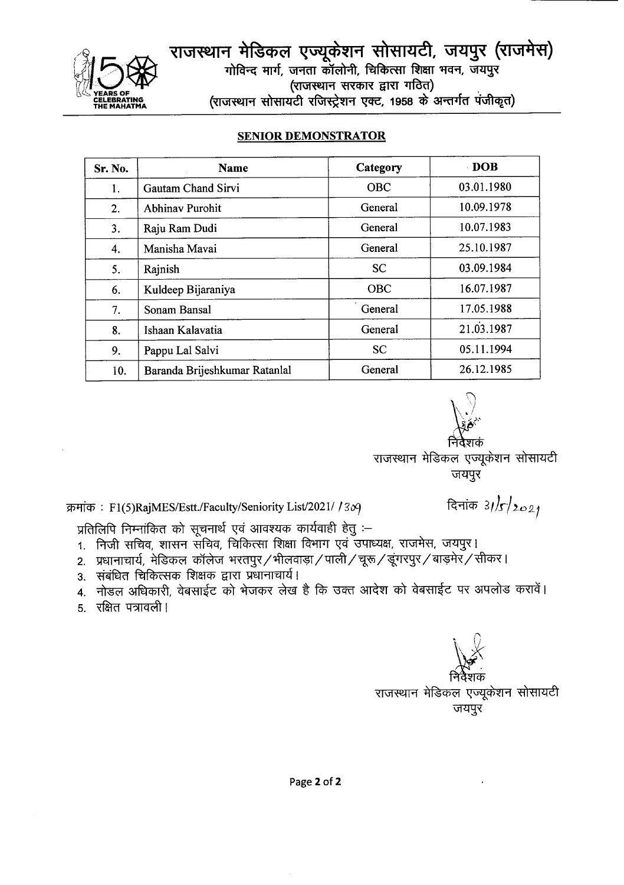# राजस्थान मेडिकल एज्यूकेशन सोसायटी, जयपुर (राजमेस)

गोविन्द मार्ग, जनता कॉलोनी, चिकित्सा शिक्षा भवन, जयपुर

(राजस्थान सरकार द्वारा गठित)

(राजस्थान सोसायटी रजिस्ट्रेशन एक्ट, 1958 के अन्तर्गत पंजीकृत)

## SENIOR DEMONSTRATOR

| Sr. No. | Name | Category | DOB |
|---|---|---|---|
| 1. | Gautam Chand Sirvi | OBC | 03.01.1980 |
| 2. | Abhinav Purohit | General | 10.09.1978 |
| 3. | Raju Ram Dudi | General | 10.07.1983 |
| 4. | Manisha Mavai | General | 25.10.1987 |
| 5. | Rajnish | SC | 03.09.1984 |
| 6. | Kuldeep Bijaraniya | OBC | 16.07.1987 |
| 7. | Sonam Bansal | General | 17.05.1988 |
| 8. | Ishaan Kalavatia | General | 21.03.1987 |
| 9. | Pappu Lal Salvi | SC | 05.11.1994 |
| 10. | Baranda Brijeshkumar Ratanlal | General | 26.12.1985 |

निदेशक

राजस्थान मेडिकल एज्यूकेशन सोसायटी

जयपुर

क्रमांक : F1(5)RajMES/Estt./Faculty/Seniority List/2021/ 1309

दिनांक 31/5/2021

प्रतिलिपि निम्नांकित को सूचनार्थ एवं आवश्यक कार्यवाही हेतु :–

1. निजी सचिव, शासन सचिव, चिकित्सा शिक्षा विभाग एवं उपाध्यक्ष, राजमेस, जयपुर।
2. प्रधानाचार्य, मेडिकल कॉलेज भरतपुर/भीलवाड़ा/पाली/चूरू/डूंगरपुर/बाड़मेर/सीकर।
3. संबंधित चिकित्सक शिक्षक द्वारा प्रधानाचार्य।
4. नोडल अधिकारी, वेबसाईट को भेजकर लेख है कि उक्त आदेश को वेबसाईट पर अपलोड करावें।
5. रक्षित पत्रावली।

निदेशक

राजस्थान मेडिकल एज्यूकेशन सोसायटी

जयपुर